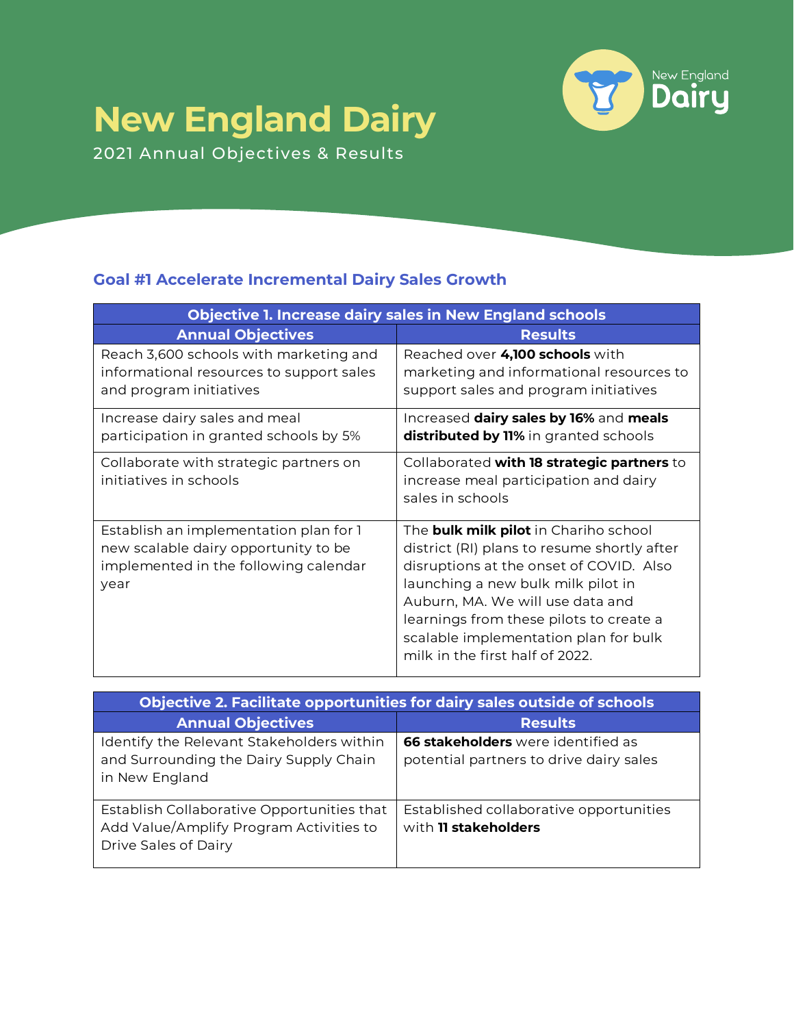# New England Dairy

2021 Annual Objectives & Results

## Goal #1 Accelerate Incremental Dairy Sales Growth

| Objective 1. Increase dairy sales in New England schools | |
|---|---|
| **Annual Objectives** | **Results** |
| Reach 3,600 schools with marketing and informational resources to support sales and program initiatives | Reached over **4,100 schools** with marketing and informational resources to support sales and program initiatives |
| Increase dairy sales and meal participation in granted schools by 5% | Increased **dairy sales by 16%** and **meals distributed by 11%** in granted schools |
| Collaborate with strategic partners on initiatives in schools | Collaborated **with 18 strategic partners** to increase meal participation and dairy sales in schools |
| Establish an implementation plan for 1 new scalable dairy opportunity to be implemented in the following calendar year | The **bulk milk pilot** in Chariho school district (RI) plans to resume shortly after disruptions at the onset of COVID. Also launching a new bulk milk pilot in Auburn, MA. We will use data and learnings from these pilots to create a scalable implementation plan for bulk milk in the first half of 2022. |

| Objective 2. Facilitate opportunities for dairy sales outside of schools | |
|---|---|
| **Annual Objectives** | **Results** |
| Identify the Relevant Stakeholders within and Surrounding the Dairy Supply Chain in New England | **66 stakeholders** were identified as potential partners to drive dairy sales |
| Establish Collaborative Opportunities that Add Value/Amplify Program Activities to Drive Sales of Dairy | Established collaborative opportunities with **11 stakeholders** |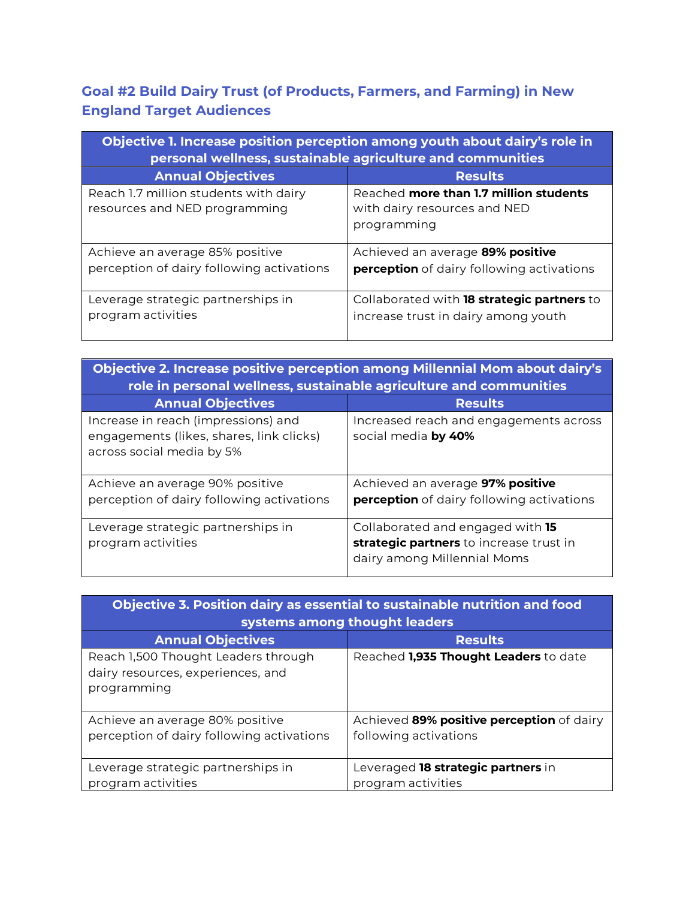## Goal #2 Build Dairy Trust (of Products, Farmers, and Farming) in New England Target Audiences

| Objective 1. Increase position perception among youth about dairy's role in personal wellness, sustainable agriculture and communities | |
|---|---|
| **Annual Objectives** | **Results** |
| Reach 1.7 million students with dairy resources and NED programming | Reached **more than 1.7 million students** with dairy resources and NED programming |
| Achieve an average 85% positive perception of dairy following activations | Achieved an average **89% positive perception** of dairy following activations |
| Leverage strategic partnerships in program activities | Collaborated with **18 strategic partners** to increase trust in dairy among youth |

| Objective 2. Increase positive perception among Millennial Mom about dairy's role in personal wellness, sustainable agriculture and communities | |
|---|---|
| **Annual Objectives** | **Results** |
| Increase in reach (impressions) and engagements (likes, shares, link clicks) across social media by 5% | Increased reach and engagements across social media **by 40%** |
| Achieve an average 90% positive perception of dairy following activations | Achieved an average **97% positive perception** of dairy following activations |
| Leverage strategic partnerships in program activities | Collaborated and engaged with **15 strategic partners** to increase trust in dairy among Millennial Moms |

| Objective 3. Position dairy as essential to sustainable nutrition and food systems among thought leaders | |
|---|---|
| **Annual Objectives** | **Results** |
| Reach 1,500 Thought Leaders through dairy resources, experiences, and programming | Reached **1,935 Thought Leaders** to date |
| Achieve an average 80% positive perception of dairy following activations | Achieved **89% positive perception** of dairy following activations |
| Leverage strategic partnerships in program activities | Leveraged **18 strategic partners** in program activities |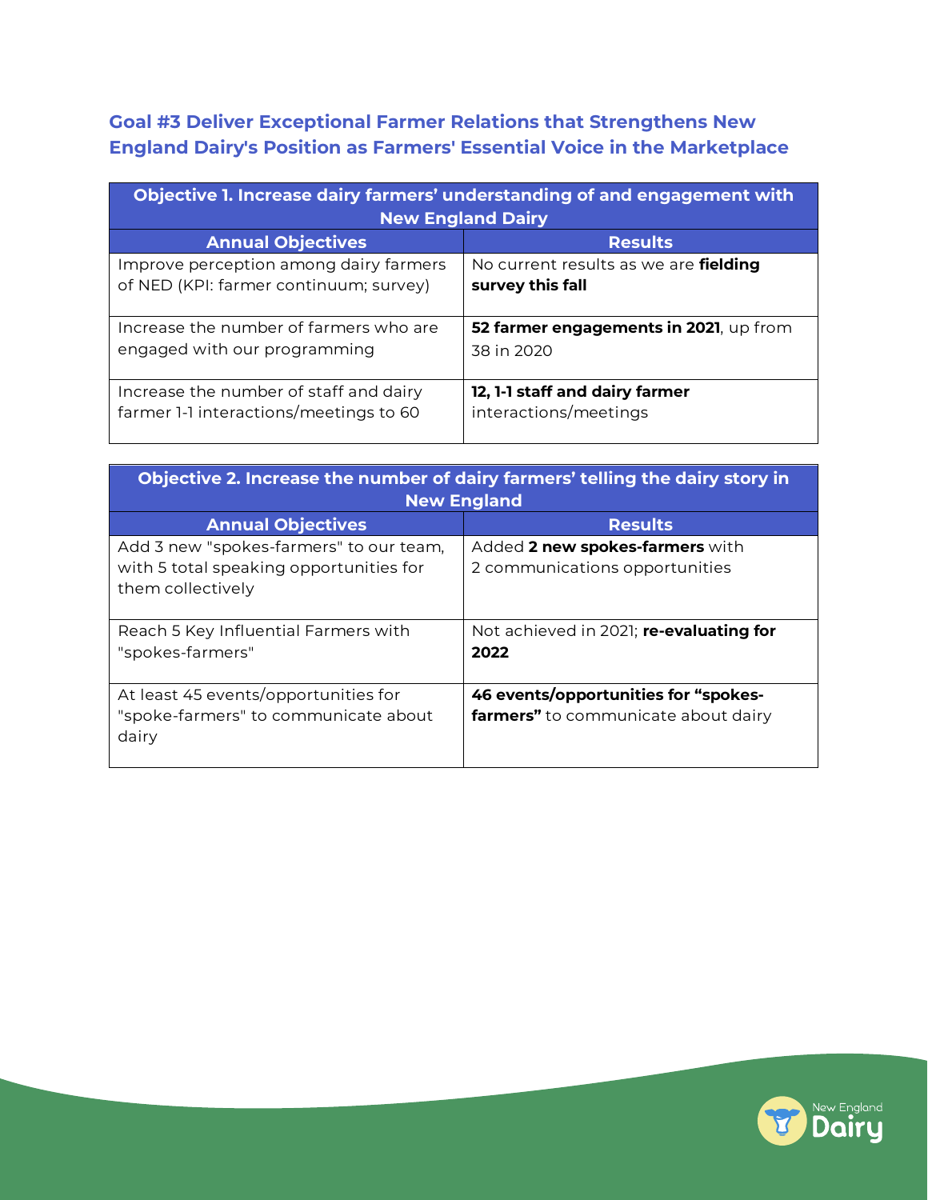## Goal #3 Deliver Exceptional Farmer Relations that Strengthens New England Dairy's Position as Farmers' Essential Voice in the Marketplace

| Objective 1. Increase dairy farmers' understanding of and engagement with New England Dairy | |
|---|---|
| **Annual Objectives** | **Results** |
| Improve perception among dairy farmers of NED (KPI: farmer continuum; survey) | No current results as we are **fielding survey this fall** |
| Increase the number of farmers who are engaged with our programming | **52 farmer engagements in 2021**, up from 38 in 2020 |
| Increase the number of staff and dairy farmer 1-1 interactions/meetings to 60 | **12, 1-1 staff and dairy farmer** interactions/meetings |

| Objective 2. Increase the number of dairy farmers' telling the dairy story in New England | |
|---|---|
| **Annual Objectives** | **Results** |
| Add 3 new "spokes-farmers" to our team, with 5 total speaking opportunities for them collectively | Added **2 new spokes-farmers** with 2 communications opportunities |
| Reach 5 Key Influential Farmers with "spokes-farmers" | Not achieved in 2021; **re-evaluating for 2022** |
| At least 45 events/opportunities for "spoke-farmers" to communicate about dairy | **46 events/opportunities for "spokes-farmers"** to communicate about dairy |